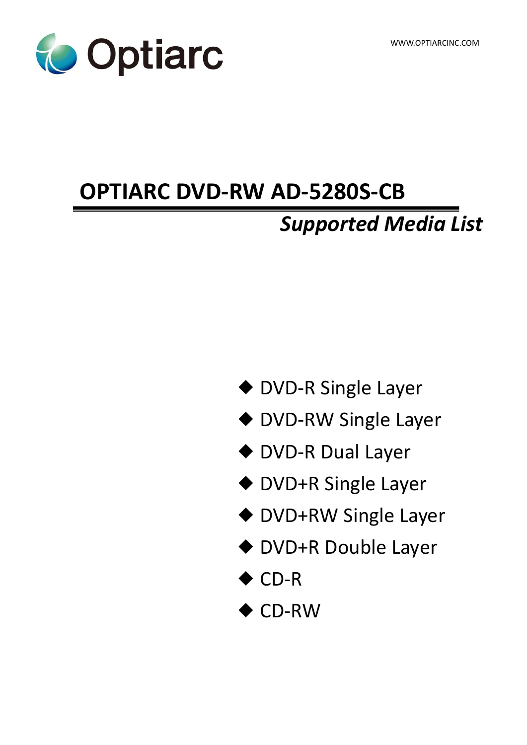Optiarc

WWW.OPTIARCINC.COM

# OPTIARC DVD-RW AD-5280S-CB

## *Supported Media List*

- DVD-R Single Layer
- DVD-RW Single Layer
- DVD-R Dual Layer
- DVD+R Single Layer
- DVD+RW Single Layer
- DVD+R Double Layer
- CD-R
- CD-RW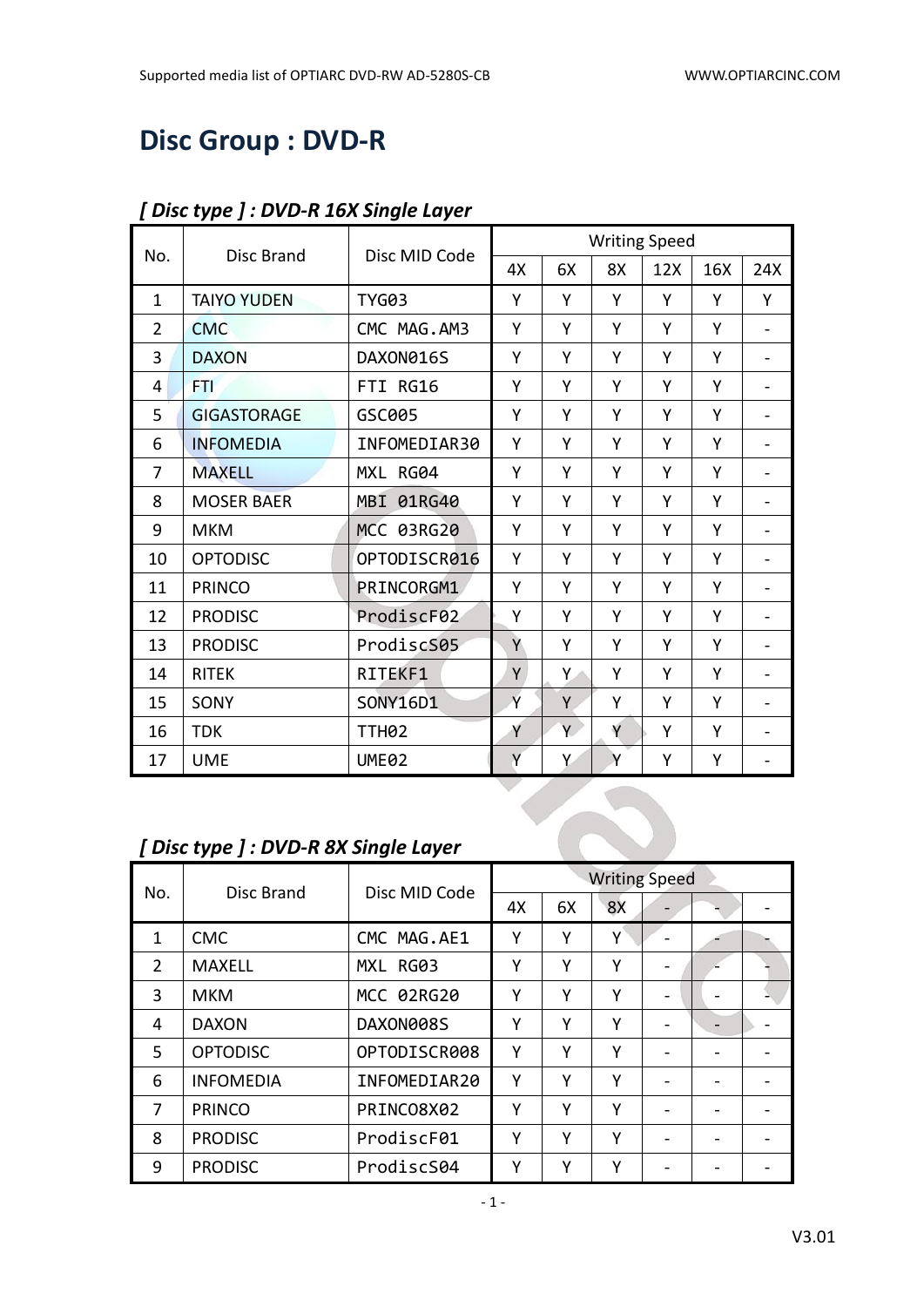# Disc Group : DVD-R

## *[ Disc type ] : DVD-R 16X Single Layer*

| No. | Disc Brand | Disc MID Code | Writing Speed | | | | | |
|---|---|---|---|---|---|---|---|---|
| | | | 4X | 6X | 8X | 12X | 16X | 24X |
| 1 | TAIYO YUDEN | TYG03 | Y | Y | Y | Y | Y | Y |
| 2 | CMC | CMC MAG.AM3 | Y | Y | Y | Y | Y | - |
| 3 | DAXON | DAXON016S | Y | Y | Y | Y | Y | - |
| 4 | FTI | FTI RG16 | Y | Y | Y | Y | Y | - |
| 5 | GIGASTORAGE | GSC005 | Y | Y | Y | Y | Y | - |
| 6 | INFOMEDIA | INFOMEDIAR30 | Y | Y | Y | Y | Y | - |
| 7 | MAXELL | MXL RG04 | Y | Y | Y | Y | Y | - |
| 8 | MOSER BAER | MBI 01RG40 | Y | Y | Y | Y | Y | - |
| 9 | MKM | MCC 03RG20 | Y | Y | Y | Y | Y | - |
| 10 | OPTODISC | OPTODISCR016 | Y | Y | Y | Y | Y | - |
| 11 | PRINCO | PRINCORGM1 | Y | Y | Y | Y | Y | - |
| 12 | PRODISC | ProdiscF02 | Y | Y | Y | Y | Y | - |
| 13 | PRODISC | ProdiscS05 | Y | Y | Y | Y | Y | - |
| 14 | RITEK | RITEKF1 | Y | Y | Y | Y | Y | - |
| 15 | SONY | SONY16D1 | Y | Y | Y | Y | Y | - |
| 16 | TDK | TTH02 | Y | Y | Y | Y | Y | - |
| 17 | UME | UME02 | Y | Y | Y | Y | Y | - |

## *[ Disc type ] : DVD-R 8X Single Layer*

| No. | Disc Brand | Disc MID Code | Writing Speed | | | | | |
|---|---|---|---|---|---|---|---|---|
| | | | 4X | 6X | 8X | - | - | - |
| 1 | CMC | CMC MAG.AE1 | Y | Y | Y | - | - | - |
| 2 | MAXELL | MXL RG03 | Y | Y | Y | - | - | - |
| 3 | MKM | MCC 02RG20 | Y | Y | Y | - | - | - |
| 4 | DAXON | DAXON008S | Y | Y | Y | - | - | - |
| 5 | OPTODISC | OPTODISCR008 | Y | Y | Y | - | - | - |
| 6 | INFOMEDIA | INFOMEDIAR20 | Y | Y | Y | - | - | - |
| 7 | PRINCO | PRINCO8X02 | Y | Y | Y | - | - | - |
| 8 | PRODISC | ProdiscF01 | Y | Y | Y | - | - | - |
| 9 | PRODISC | ProdiscS04 | Y | Y | Y | - | - | - |

V3.01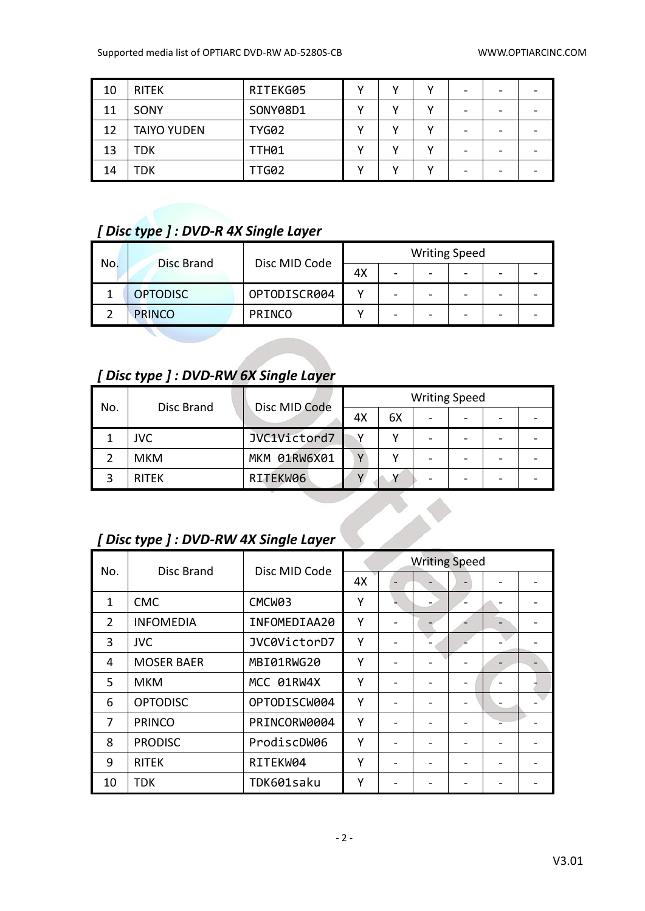| 10 | RITEK | RITEKG05 | Y | Y | Y | - | - | - |
|---|---|---|---|---|---|---|---|---|
| 11 | SONY | SONY08D1 | Y | Y | Y | - | - | - |
| 12 | TAIYO YUDEN | TYG02 | Y | Y | Y | - | - | - |
| 13 | TDK | TTH01 | Y | Y | Y | - | - | - |
| 14 | TDK | TTG02 | Y | Y | Y | - | - | - |

## *[ Disc type ] : DVD-R 4X Single Layer*

| No. | Disc Brand | Disc MID Code | Writing Speed | | | | | |
|---|---|---|---|---|---|---|---|---|
| | | | 4X | - | - | - | - | - |
| 1 | OPTODISC | OPTODISCR004 | Y | - | - | - | - | - |
| 2 | PRINCO | PRINCO | Y | - | - | - | - | - |

## *[ Disc type ] : DVD-RW 6X Single Layer*

| No. | Disc Brand | Disc MID Code | Writing Speed | | | | | |
|---|---|---|---|---|---|---|---|---|
| | | | 4X | 6X | - | - | - | - |
| 1 | JVC | JVC1Victord7 | Y | Y | - | - | - | - |
| 2 | MKM | MKM 01RW6X01 | Y | Y | - | - | - | - |
| 3 | RITEK | RITEKW06 | Y | Y | - | - | - | - |

## *[ Disc type ] : DVD-RW 4X Single Layer*

| No. | Disc Brand | Disc MID Code | Writing Speed | | | | | |
|---|---|---|---|---|---|---|---|---|
| | | | 4X | - | - | - | - | - |
| 1 | CMC | CMCW03 | Y | - | - | - | - | - |
| 2 | INFOMEDIA | INFOMEDIAA20 | Y | - | - | - | - | - |
| 3 | JVC | JVC0VictorD7 | Y | - | - | - | - | - |
| 4 | MOSER BAER | MBI01RWG20 | Y | - | - | - | - | - |
| 5 | MKM | MCC 01RW4X | Y | - | - | - | - | - |
| 6 | OPTODISC | OPTODISCW004 | Y | - | - | - | - | - |
| 7 | PRINCO | PRINCORW0004 | Y | - | - | - | - | - |
| 8 | PRODISC | ProdiscDW06 | Y | - | - | - | - | - |
| 9 | RITEK | RITEKW04 | Y | - | - | - | - | - |
| 10 | TDK | TDK601saku | Y | - | - | - | - | - |

V3.01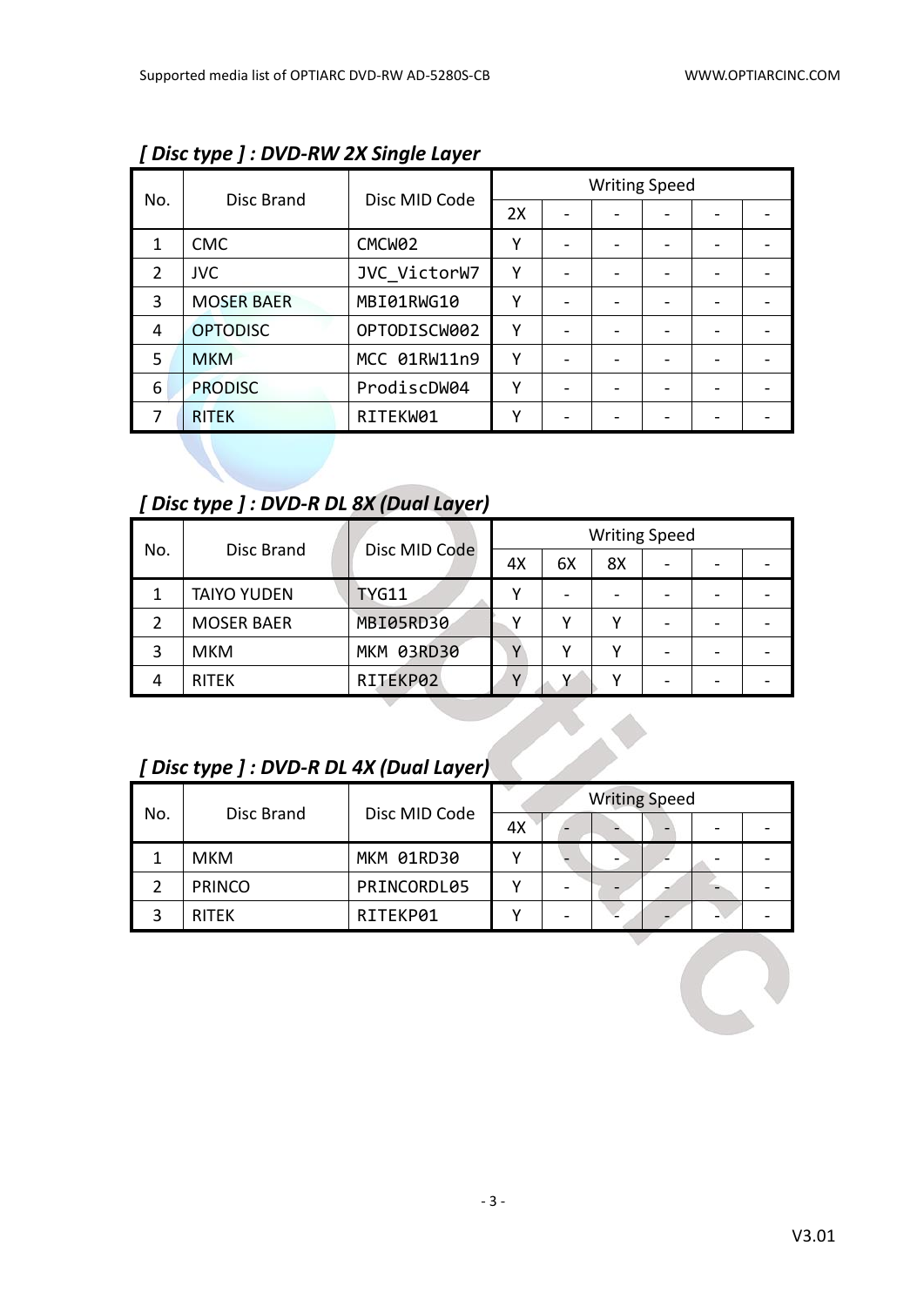### *[ Disc type ] : DVD-RW 2X Single Layer*

| No. | Disc Brand | Disc MID Code | Writing Speed | | | | | |
|---|---|---|---|---|---|---|---|---|
| | | | 2X | - | - | - | - | - |
| 1 | CMC | CMCW02 | Y | - | - | - | - | - |
| 2 | JVC | JVC_VictorW7 | Y | - | - | - | - | - |
| 3 | MOSER BAER | MBI01RWG10 | Y | - | - | - | - | - |
| 4 | OPTODISC | OPTODISCW002 | Y | - | - | - | - | - |
| 5 | MKM | MCC 01RW11n9 | Y | - | - | - | - | - |
| 6 | PRODISC | ProdiscDW04 | Y | - | - | - | - | - |
| 7 | RITEK | RITEKW01 | Y | - | - | - | - | - |

### *[ Disc type ] : DVD-R DL 8X (Dual Layer)*

| No. | Disc Brand | Disc MID Code | Writing Speed | | | | | |
|---|---|---|---|---|---|---|---|---|
| | | | 4X | 6X | 8X | - | - | - |
| 1 | TAIYO YUDEN | TYG11 | Y | - | - | - | - | - |
| 2 | MOSER BAER | MBI05RD30 | Y | Y | Y | - | - | - |
| 3 | MKM | MKM 03RD30 | Y | Y | Y | - | - | - |
| 4 | RITEK | RITEKP02 | Y | Y | Y | - | - | - |

### *[ Disc type ] : DVD-R DL 4X (Dual Layer)*

| No. | Disc Brand | Disc MID Code | Writing Speed | | | | | |
|---|---|---|---|---|---|---|---|---|
| | | | 4X | - | - | - | - | - |
| 1 | MKM | MKM 01RD30 | Y | - | - | - | - | - |
| 2 | PRINCO | PRINCORDL05 | Y | - | - | - | - | - |
| 3 | RITEK | RITEKP01 | Y | - | - | - | - | - |

V3.01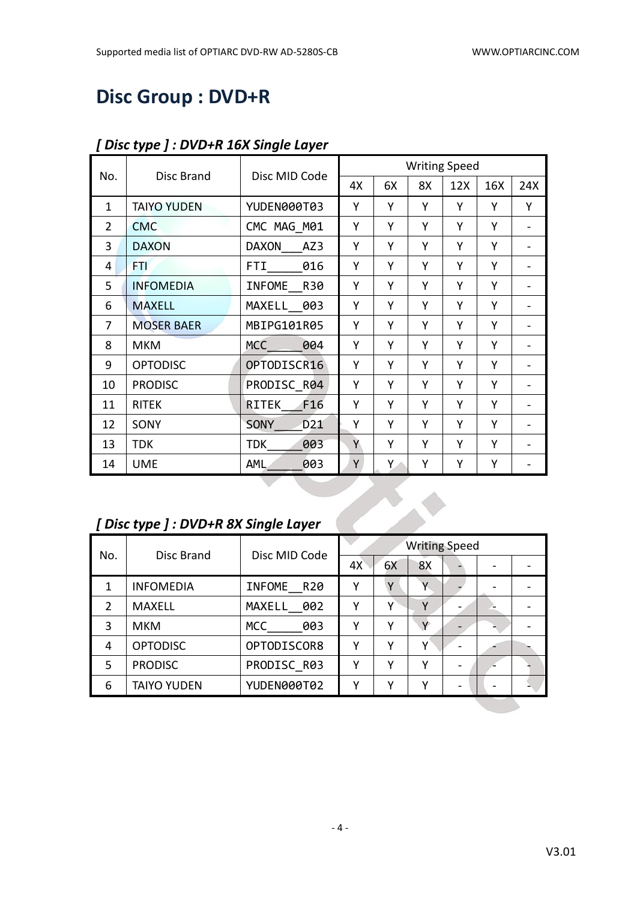# Disc Group : DVD+R

### *[ Disc type ] : DVD+R 16X Single Layer*

| No. | Disc Brand | Disc MID Code | Writing Speed | | | | | |
|---|---|---|---|---|---|---|---|---|
| | | | 4X | 6X | 8X | 12X | 16X | 24X |
| 1 | TAIYO YUDEN | YUDEN000T03 | Y | Y | Y | Y | Y | Y |
| 2 | CMC | CMC MAG_M01 | Y | Y | Y | Y | Y | - |
| 3 | DAXON | DAXON___AZ3 | Y | Y | Y | Y | Y | - |
| 4 | FTI | FTI_____016 | Y | Y | Y | Y | Y | - |
| 5 | INFOMEDIA | INFOME__R30 | Y | Y | Y | Y | Y | - |
| 6 | MAXELL | MAXELL__003 | Y | Y | Y | Y | Y | - |
| 7 | MOSER BAER | MBIPG101R05 | Y | Y | Y | Y | Y | - |
| 8 | MKM | MCC_____004 | Y | Y | Y | Y | Y | - |
| 9 | OPTODISC | OPTODISCR16 | Y | Y | Y | Y | Y | - |
| 10 | PRODISC | PRODISC_R04 | Y | Y | Y | Y | Y | - |
| 11 | RITEK | RITEK___F16 | Y | Y | Y | Y | Y | - |
| 12 | SONY | SONY____D21 | Y | Y | Y | Y | Y | - |
| 13 | TDK | TDK_____003 | Y | Y | Y | Y | Y | - |
| 14 | UME | AML_____003 | Y | Y | Y | Y | Y | - |

### *[ Disc type ] : DVD+R 8X Single Layer*

| No. | Disc Brand | Disc MID Code | Writing Speed | | | | | |
|---|---|---|---|---|---|---|---|---|
| | | | 4X | 6X | 8X | - | - | - |
| 1 | INFOMEDIA | INFOME__R20 | Y | Y | Y | - | - | - |
| 2 | MAXELL | MAXELL__002 | Y | Y | Y | - | - | - |
| 3 | MKM | MCC_____003 | Y | Y | Y | - | - | - |
| 4 | OPTODISC | OPTODISCOR8 | Y | Y | Y | - | - | - |
| 5 | PRODISC | PRODISC_R03 | Y | Y | Y | - | - | - |
| 6 | TAIYO YUDEN | YUDEN000T02 | Y | Y | Y | - | - | - |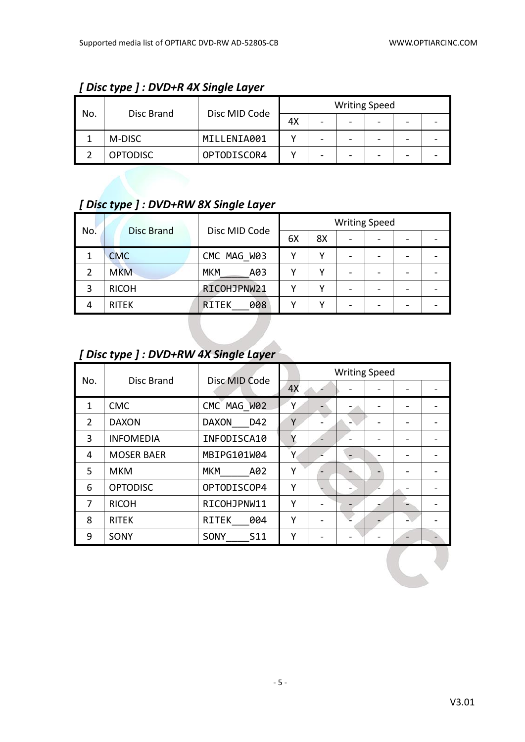## *[ Disc type ] : DVD+R 4X Single Layer*

| No. | Disc Brand | Disc MID Code | Writing Speed | | | | | |
|---|---|---|---|---|---|---|---|---|
| | | | 4X | - | - | - | - | - |
| 1 | M-DISC | MILLENIA001 | Y | - | - | - | - | - |
| 2 | OPTODISC | OPTODISCOR4 | Y | - | - | - | - | - |

## *[ Disc type ] : DVD+RW 8X Single Layer*

| No. | Disc Brand | Disc MID Code | Writing Speed | | | | | |
|---|---|---|---|---|---|---|---|---|
| | | | 6X | 8X | - | - | - | - |
| 1 | CMC | CMC MAG_W03 | Y | Y | - | - | - | - |
| 2 | MKM | MKM_____A03 | Y | Y | - | - | - | - |
| 3 | RICOH | RICOHJPNW21 | Y | Y | - | - | - | - |
| 4 | RITEK | RITEK___008 | Y | Y | - | - | - | - |

## *[ Disc type ] : DVD+RW 4X Single Layer*

| No. | Disc Brand | Disc MID Code | Writing Speed | | | | | |
|---|---|---|---|---|---|---|---|---|
| | | | 4X | - | - | - | - | - |
| 1 | CMC | CMC MAG_W02 | Y | - | - | - | - | - |
| 2 | DAXON | DAXON___D42 | Y | - | - | - | - | - |
| 3 | INFOMEDIA | INFODISCA10 | Y | - | - | - | - | - |
| 4 | MOSER BAER | MBIPG101W04 | Y | - | - | - | - | - |
| 5 | MKM | MKM_____A02 | Y | - | - | - | - | - |
| 6 | OPTODISC | OPTODISCOP4 | Y | - | - | - | - | - |
| 7 | RICOH | RICOHJPNW11 | Y | - | - | - | - | - |
| 8 | RITEK | RITEK___004 | Y | - | - | - | - | - |
| 9 | SONY | SONY____S11 | Y | - | - | - | - | - |

V3.01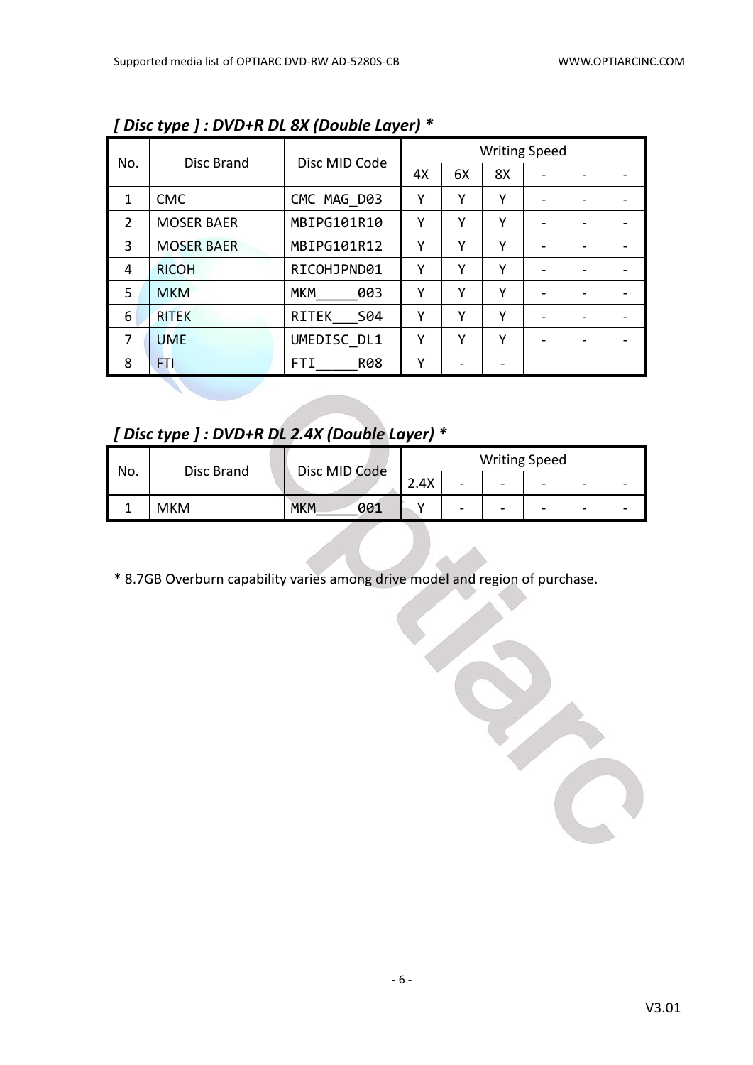### *[ Disc type ] : DVD+R DL 8X (Double Layer) **

| No. | Disc Brand | Disc MID Code | Writing Speed | | | | | |
|---|---|---|---|---|---|---|---|---|
| | | | 4X | 6X | 8X | - | - | - |
| 1 | CMC | CMC MAG_D03 | Y | Y | Y | - | - | - |
| 2 | MOSER BAER | MBIPG101R10 | Y | Y | Y | - | - | - |
| 3 | MOSER BAER | MBIPG101R12 | Y | Y | Y | - | - | - |
| 4 | RICOH | RICOHJPND01 | Y | Y | Y | - | - | - |
| 5 | MKM | MKM_____003 | Y | Y | Y | - | - | - |
| 6 | RITEK | RITEK___S04 | Y | Y | Y | - | - | - |
| 7 | UME | UMEDISC_DL1 | Y | Y | Y | - | - | - |
| 8 | FTI | FTI_____R08 | Y | - | - | | | |

### *[ Disc type ] : DVD+R DL 2.4X (Double Layer) **

| No. | Disc Brand | Disc MID Code | Writing Speed | | | | | |
|---|---|---|---|---|---|---|---|---|
| | | | 2.4X | - | - | - | - | - |
| 1 | MKM | MKM_____001 | Y | - | - | - | - | - |

* 8.7GB Overburn capability varies among drive model and region of purchase.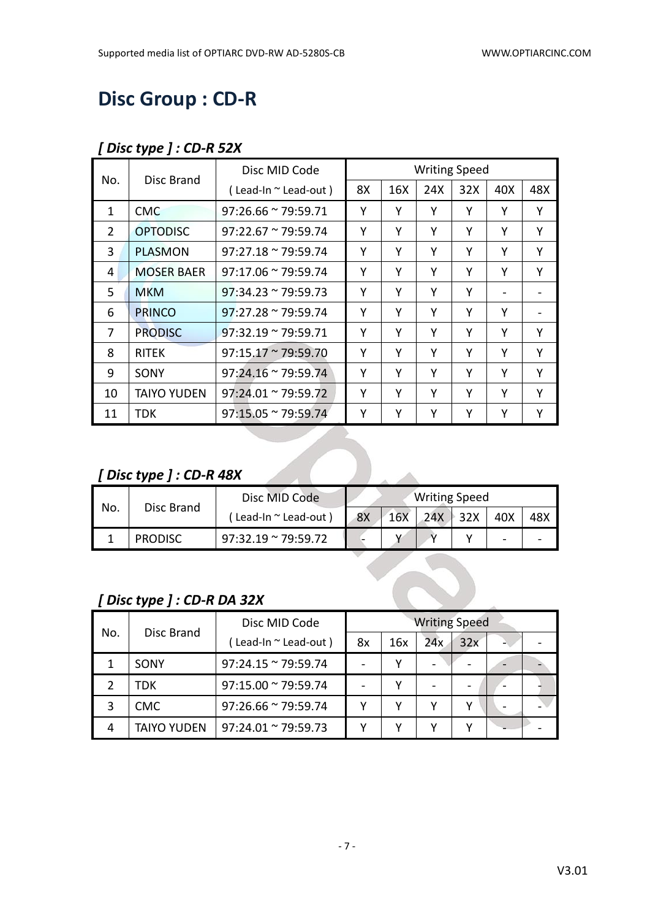# Disc Group : CD-R

### *[ Disc type ] : CD-R 52X*

| No. | Disc Brand | Disc MID Code | Writing Speed | | | | | |
|---|---|---|---|---|---|---|---|---|
| | | ( Lead-In ~ Lead-out ) | 8X | 16X | 24X | 32X | 40X | 48X |
| 1 | CMC | 97:26.66 ~ 79:59.71 | Y | Y | Y | Y | Y | Y |
| 2 | OPTODISC | 97:22.67 ~ 79:59.74 | Y | Y | Y | Y | Y | Y |
| 3 | PLASMON | 97:27.18 ~ 79:59.74 | Y | Y | Y | Y | Y | Y |
| 4 | MOSER BAER | 97:17.06 ~ 79:59.74 | Y | Y | Y | Y | Y | Y |
| 5 | MKM | 97:34.23 ~ 79:59.73 | Y | Y | Y | Y | - | - |
| 6 | PRINCO | 97:27.28 ~ 79:59.74 | Y | Y | Y | Y | Y | - |
| 7 | PRODISC | 97:32.19 ~ 79:59.71 | Y | Y | Y | Y | Y | Y |
| 8 | RITEK | 97:15.17 ~ 79:59.70 | Y | Y | Y | Y | Y | Y |
| 9 | SONY | 97:24.16 ~ 79:59.74 | Y | Y | Y | Y | Y | Y |
| 10 | TAIYO YUDEN | 97:24.01 ~ 79:59.72 | Y | Y | Y | Y | Y | Y |
| 11 | TDK | 97:15.05 ~ 79:59.74 | Y | Y | Y | Y | Y | Y |

### *[ Disc type ] : CD-R 48X*

| No. | Disc Brand | Disc MID Code | Writing Speed | | | | | |
|---|---|---|---|---|---|---|---|---|
| | | ( Lead-In ~ Lead-out ) | 8X | 16X | 24X | 32X | 40X | 48X |
| 1 | PRODISC | 97:32.19 ~ 79:59.72 | - | Y | Y | Y | - | - |

### *[ Disc type ] : CD-R DA 32X*

| No. | Disc Brand | Disc MID Code | Writing Speed | | | | | |
|---|---|---|---|---|---|---|---|---|
| | | ( Lead-In ~ Lead-out ) | 8x | 16x | 24x | 32x | - | - |
| 1 | SONY | 97:24.15 ~ 79:59.74 | - | Y | - | - | - | - |
| 2 | TDK | 97:15.00 ~ 79:59.74 | - | Y | - | - | - | - |
| 3 | CMC | 97:26.66 ~ 79:59.74 | Y | Y | Y | Y | - | - |
| 4 | TAIYO YUDEN | 97:24.01 ~ 79:59.73 | Y | Y | Y | Y | - | - |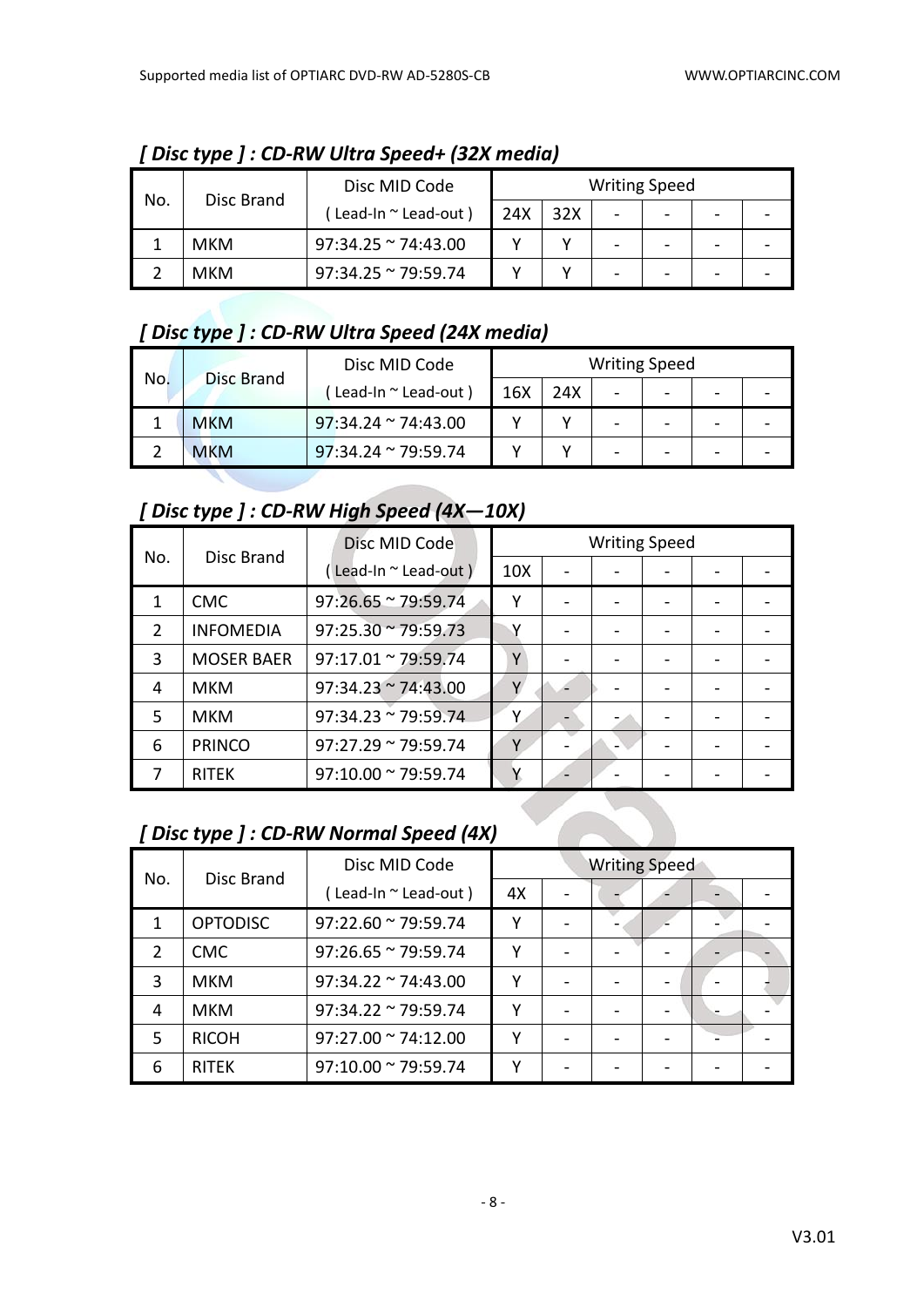## *[ Disc type ] : CD-RW Ultra Speed+ (32X media)*

| No. | Disc Brand | Disc MID Code | Writing Speed | | | | | |
|---|---|---|---|---|---|---|---|---|
| | | ( Lead-In ~ Lead-out ) | 24X | 32X | - | - | - | - |
| 1 | MKM | 97:34.25 ~ 74:43.00 | Y | Y | - | - | - | - |
| 2 | MKM | 97:34.25 ~ 79:59.74 | Y | Y | - | - | - | - |

## *[ Disc type ] : CD-RW Ultra Speed (24X media)*

| No. | Disc Brand | Disc MID Code | Writing Speed | | | | | |
|---|---|---|---|---|---|---|---|---|
| | | ( Lead-In ~ Lead-out ) | 16X | 24X | - | - | - | - |
| 1 | MKM | 97:34.24 ~ 74:43.00 | Y | Y | - | - | - | - |
| 2 | MKM | 97:34.24 ~ 79:59.74 | Y | Y | - | - | - | - |

## *[ Disc type ] : CD-RW High Speed (4X—10X)*

| No. | Disc Brand | Disc MID Code | Writing Speed | | | | | |
|---|---|---|---|---|---|---|---|---|
| | | ( Lead-In ~ Lead-out ) | 10X | - | - | - | - | - |
| 1 | CMC | 97:26.65 ~ 79:59.74 | Y | - | - | - | - | - |
| 2 | INFOMEDIA | 97:25.30 ~ 79:59.73 | Y | - | - | - | - | - |
| 3 | MOSER BAER | 97:17.01 ~ 79:59.74 | Y | - | - | - | - | - |
| 4 | MKM | 97:34.23 ~ 74:43.00 | Y | - | - | - | - | - |
| 5 | MKM | 97:34.23 ~ 79:59.74 | Y | - | - | - | - | - |
| 6 | PRINCO | 97:27.29 ~ 79:59.74 | Y | - | - | - | - | - |
| 7 | RITEK | 97:10.00 ~ 79:59.74 | Y | - | - | - | - | - |

## *[ Disc type ] : CD-RW Normal Speed (4X)*

| No. | Disc Brand | Disc MID Code | Writing Speed | | | | | |
|---|---|---|---|---|---|---|---|---|
| | | ( Lead-In ~ Lead-out ) | 4X | - | - | - | - | - |
| 1 | OPTODISC | 97:22.60 ~ 79:59.74 | Y | - | - | - | - | - |
| 2 | CMC | 97:26.65 ~ 79:59.74 | Y | - | - | - | - | - |
| 3 | MKM | 97:34.22 ~ 74:43.00 | Y | - | - | - | - | - |
| 4 | MKM | 97:34.22 ~ 79:59.74 | Y | - | - | - | - | - |
| 5 | RICOH | 97:27.00 ~ 74:12.00 | Y | - | - | - | - | - |
| 6 | RITEK | 97:10.00 ~ 79:59.74 | Y | - | - | - | - | - |

V3.01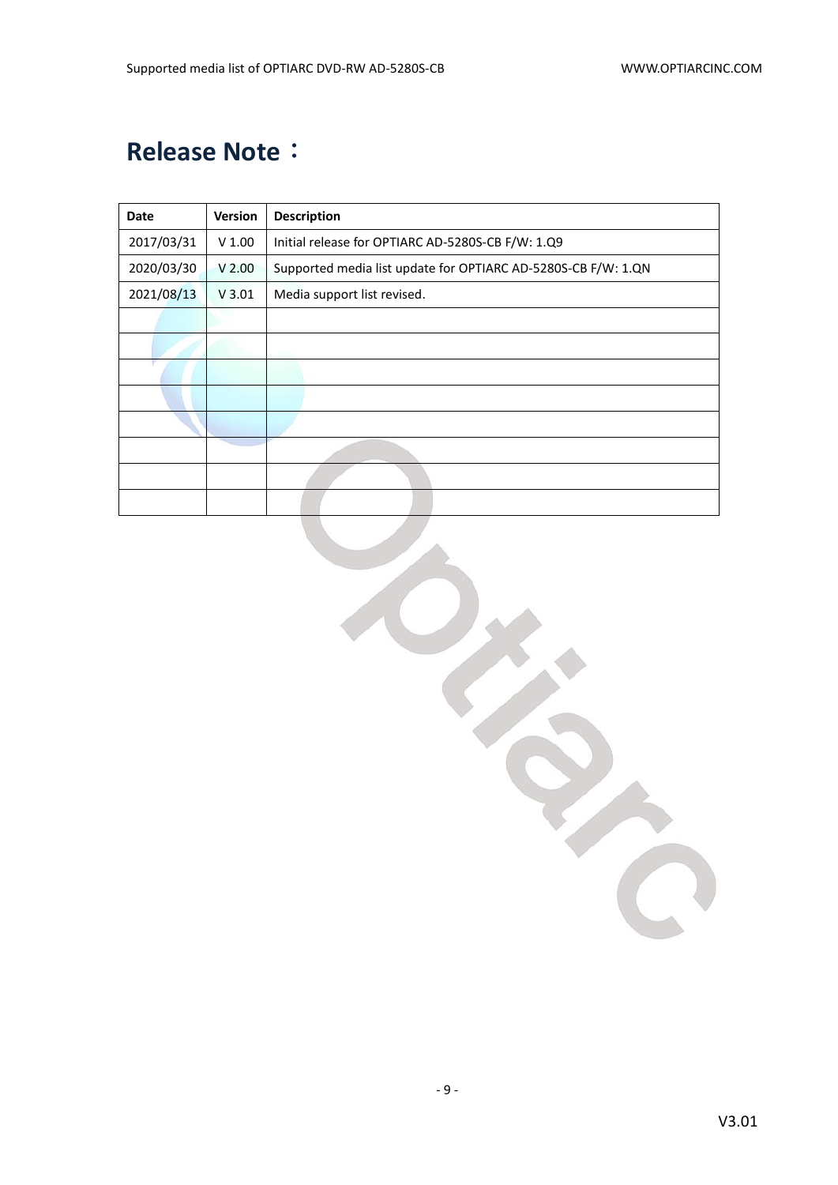# Release Note：

| Date | Version | Description |
|---|---|---|
| 2017/03/31 | V 1.00 | Initial release for OPTIARC AD-5280S-CB F/W: 1.Q9 |
| 2020/03/30 | V 2.00 | Supported media list update for OPTIARC AD-5280S-CB F/W: 1.QN |
| 2021/08/13 | V 3.01 | Media support list revised. |
| | | |
| | | |
| | | |
| | | |
| | | |
| | | |
| | | |
| | | |